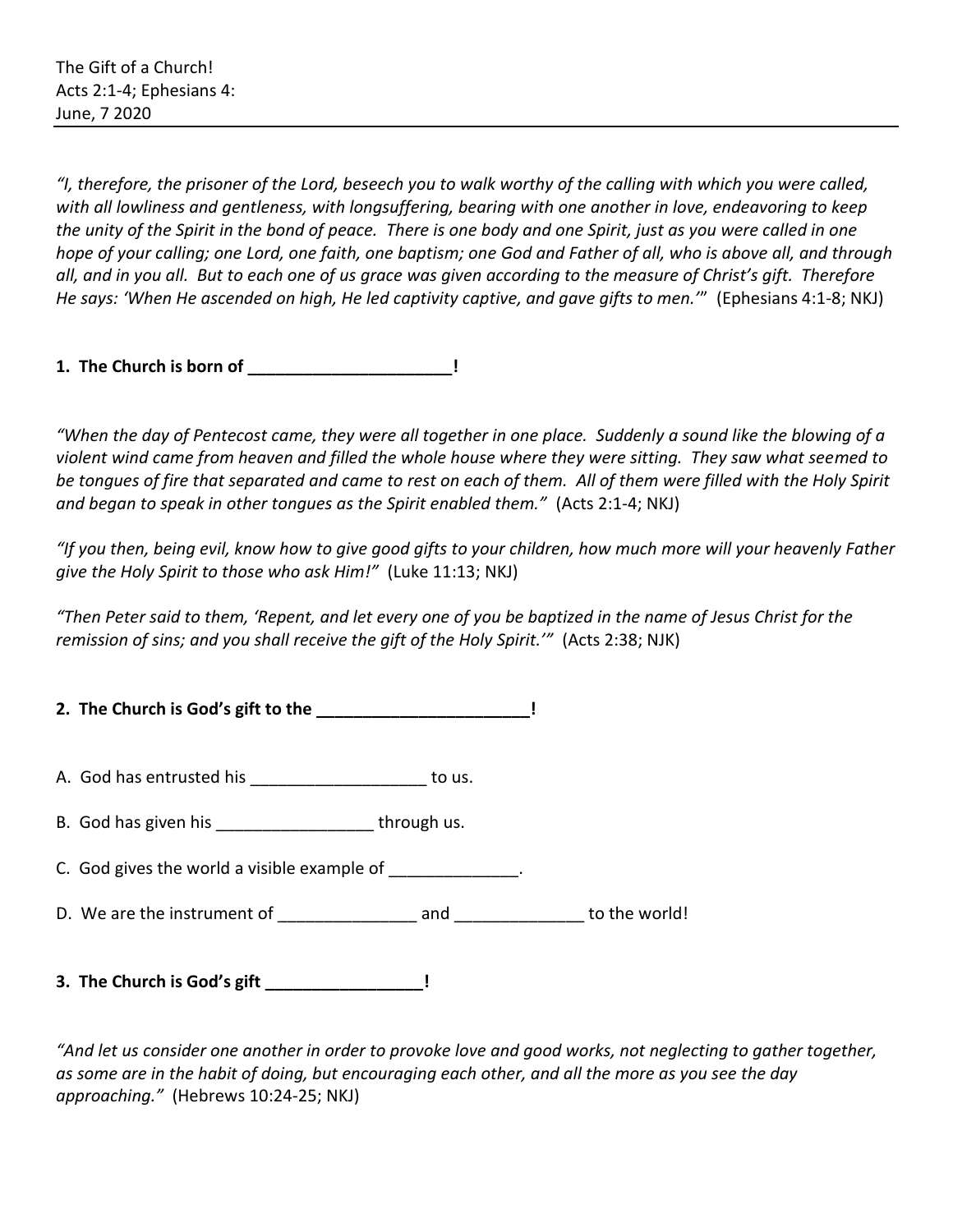The Gift of a Church!
Acts 2:1-4; Ephesians 4:
June, 7 2020

---

*"I, therefore, the prisoner of the Lord, beseech you to walk worthy of the calling with which you were called, with all lowliness and gentleness, with longsuffering, bearing with one another in love, endeavoring to keep the unity of the Spirit in the bond of peace. There is one body and one Spirit, just as you were called in one hope of your calling; one Lord, one faith, one baptism; one God and Father of all, who is above all, and through all, and in you all. But to each one of us grace was given according to the measure of Christ's gift. Therefore He says: 'When He ascended on high, He led captivity captive, and gave gifts to men.'"* (Ephesians 4:1-8; NKJ)

**1. The Church is born of ______________________!**

*"When the day of Pentecost came, they were all together in one place. Suddenly a sound like the blowing of a violent wind came from heaven and filled the whole house where they were sitting. They saw what seemed to be tongues of fire that separated and came to rest on each of them. All of them were filled with the Holy Spirit and began to speak in other tongues as the Spirit enabled them."* (Acts 2:1-4; NKJ)

*"If you then, being evil, know how to give good gifts to your children, how much more will your heavenly Father give the Holy Spirit to those who ask Him!"* (Luke 11:13; NKJ)

*"Then Peter said to them, 'Repent, and let every one of you be baptized in the name of Jesus Christ for the remission of sins; and you shall receive the gift of the Holy Spirit.'"* (Acts 2:38; NJK)

**2. The Church is God's gift to the _______________________!**

A. God has entrusted his __________________ to us.

B. God has given his ________________ through us.

C. God gives the world a visible example of _____________.

D. We are the instrument of ______________ and _____________ to the world!

**3. The Church is God's gift ________________!**

*"And let us consider one another in order to provoke love and good works, not neglecting to gather together, as some are in the habit of doing, but encouraging each other, and all the more as you see the day approaching."* (Hebrews 10:24-25; NKJ)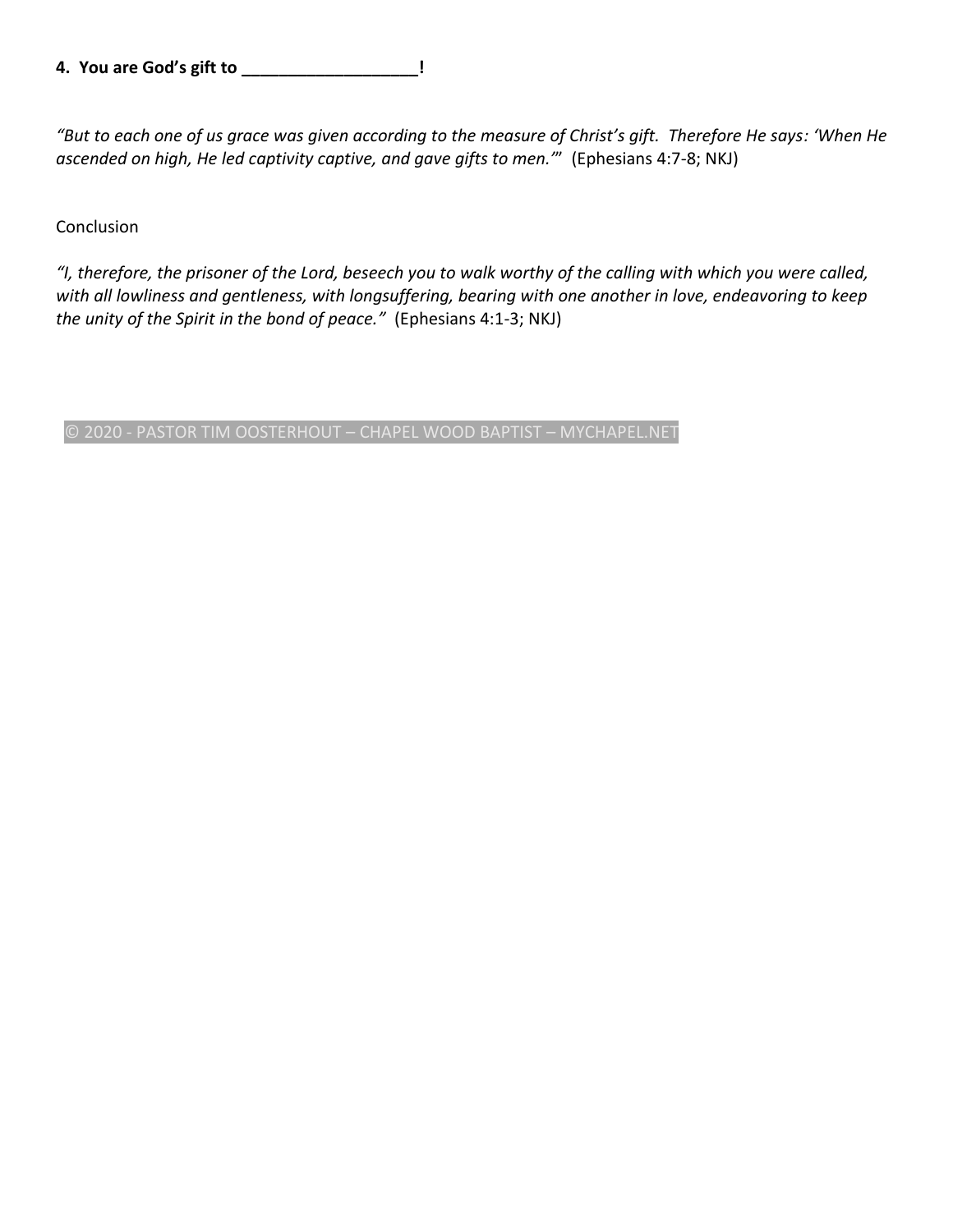**4. You are God's gift to \_\_\_\_\_\_\_\_\_\_\_\_\_\_\_\_\_\_\_\_!**

*"But to each one of us grace was given according to the measure of Christ's gift. Therefore He says: 'When He ascended on high, He led captivity captive, and gave gifts to men.'"* (Ephesians 4:7-8; NKJ)

Conclusion

*"I, therefore, the prisoner of the Lord, beseech you to walk worthy of the calling with which you were called, with all lowliness and gentleness, with longsuffering, bearing with one another in love, endeavoring to keep the unity of the Spirit in the bond of peace."* (Ephesians 4:1-3; NKJ)

© 2020 - PASTOR TIM OOSTERHOUT – CHAPEL WOOD BAPTIST – MYCHAPEL.NET